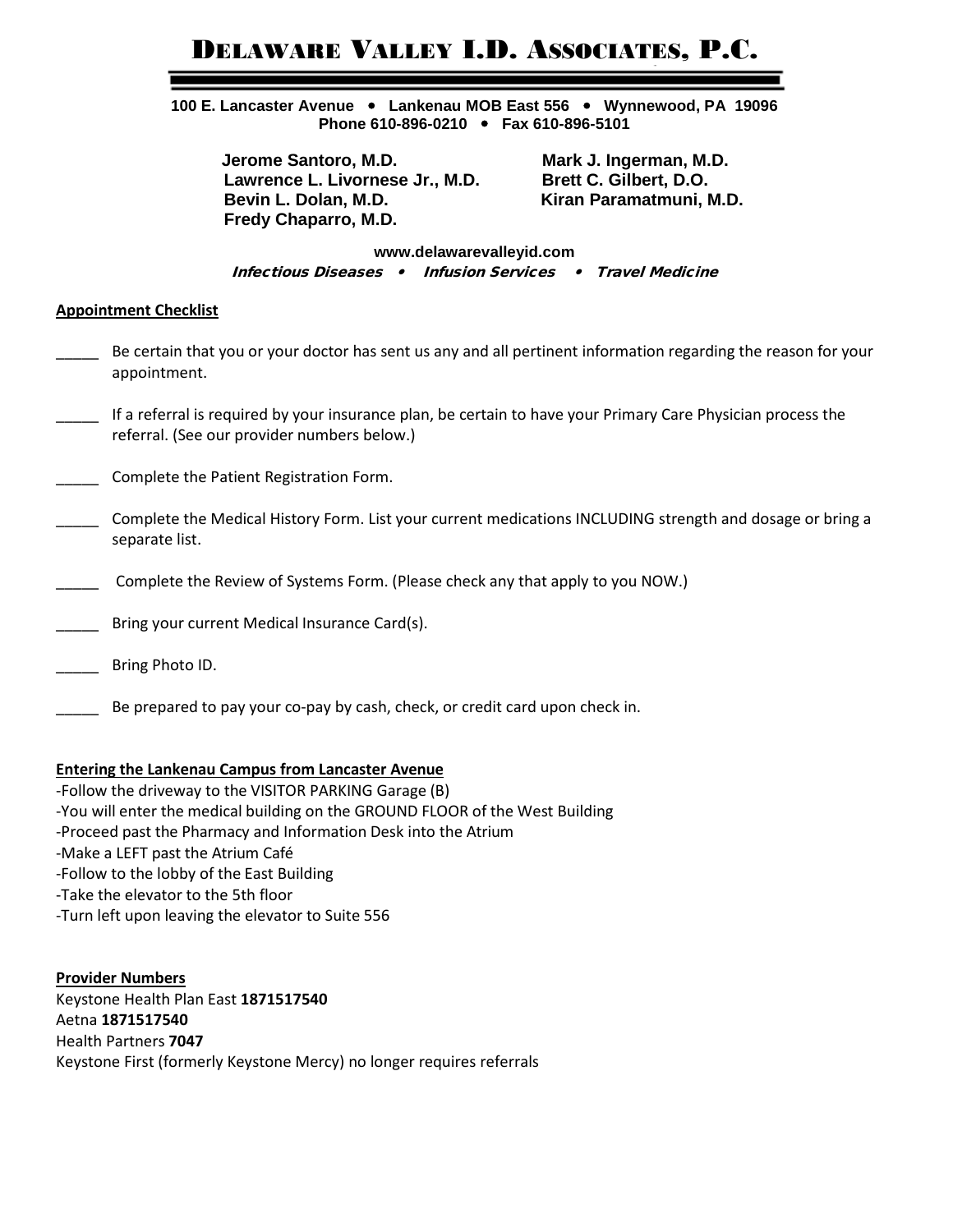# DELAWARE VALLEY I.D. ASSOCIATES, P.C.

**100 E. Lancaster Avenue • Lankenau MOB East 556 • Wynnewood, PA 19096**
**Phone 610-896-0210 • Fax 610-896-5101**

**Jerome Santoro, M.D.**
**Lawrence L. Livornese Jr., M.D.**
**Bevin L. Dolan, M.D.**
**Fredy Chaparro, M.D.**
**Mark J. Ingerman, M.D.**
**Brett C. Gilbert, D.O.**
**Kiran Paramatmuni, M.D.**

**www.delawarevalleyid.com**
***Infectious Diseases • Infusion Services • Travel Medicine***

**Appointment Checklist**

_____ Be certain that you or your doctor has sent us any and all pertinent information regarding the reason for your appointment.

_____ If a referral is required by your insurance plan, be certain to have your Primary Care Physician process the referral. (See our provider numbers below.)

_____ Complete the Patient Registration Form.

_____ Complete the Medical History Form. List your current medications INCLUDING strength and dosage or bring a separate list.

_____ Complete the Review of Systems Form. (Please check any that apply to you NOW.)

_____ Bring your current Medical Insurance Card(s).

_____ Bring Photo ID.

_____ Be prepared to pay your co-pay by cash, check, or credit card upon check in.

**Entering the Lankenau Campus from Lancaster Avenue**

-Follow the driveway to the VISITOR PARKING Garage (B)
-You will enter the medical building on the GROUND FLOOR of the West Building
-Proceed past the Pharmacy and Information Desk into the Atrium
-Make a LEFT past the Atrium Café
-Follow to the lobby of the East Building
-Take the elevator to the 5th floor
-Turn left upon leaving the elevator to Suite 556

**Provider Numbers**

Keystone Health Plan East **1871517540**
Aetna **1871517540**
Health Partners **7047**
Keystone First (formerly Keystone Mercy) no longer requires referrals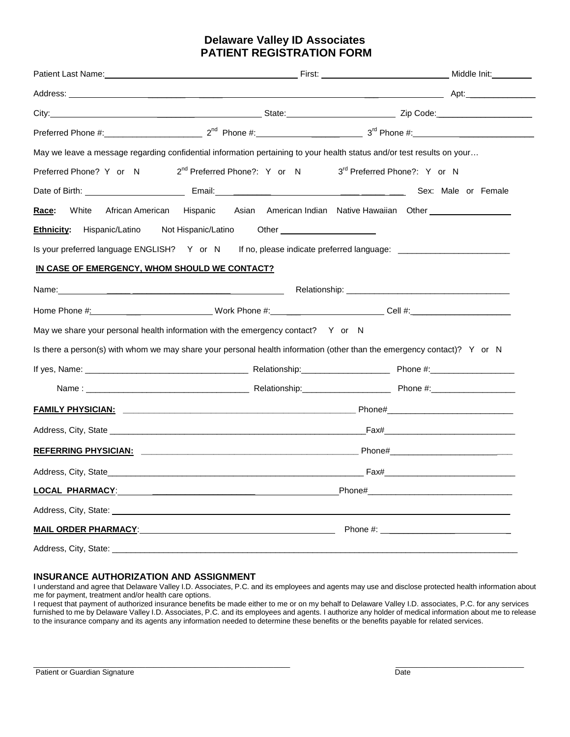# Delaware Valley ID Associates
# PATIENT REGISTRATION FORM

Patient Last Name:______________________ First: ______________________ Middle Init:________

Address: ______________________________________________ Apt:______________

City:______________________ State:______________________ Zip Code:____________________

Preferred Phone #:____________________ 2nd Phone #:____________________ 3rd Phone #:____________________

May we leave a message regarding confidential information pertaining to your health status and/or test results on your…

Preferred Phone? Y or N    2nd Preferred Phone?: Y or N    3rd Preferred Phone?: Y or N

Date of Birth: ____________________ Email:______________________________ Sex: Male or Female

**Race:** White   African American   Hispanic   Asian   American Indian   Native Hawaiian   Other ________________

**Ethnicity:** Hispanic/Latino   Not Hispanic/Latino   Other ____________________

Is your preferred language ENGLISH? Y or N   If no, please indicate preferred language: ______________________

**IN CASE OF EMERGENCY, WHOM SHOULD WE CONTACT?**

Name:______________________________________ Relationship: __________________________________

Home Phone #:____________________ Work Phone #:____________________ Cell #:____________________

May we share your personal health information with the emergency contact? Y or N

Is there a person(s) with whom we may share your personal health information (other than the emergency contact)? Y or N

If yes, Name: __________________________________ Relationship:___________________ Phone #:__________________

Name : __________________________________ Relationship:___________________ Phone #:__________________

**FAMILY PHYSICIAN:** ________________________________________________ Phone#__________________________

Address, City, State ________________________________________________Fax#__________________________

**REFERRING PHYSICIAN:** ________________________________________________ Phone#__________________________

Address, City, State________________________________________________ Fax#__________________________

**LOCAL PHARMACY**:________________________________________Phone#______________________________

Address, City, State: ________________________________________________________________________

**MAIL ORDER PHARMACY**:________________________________________ Phone #: __________________________

Address, City, State: ________________________________________________________________________

## INSURANCE AUTHORIZATION AND ASSIGNMENT

I understand and agree that Delaware Valley I.D. Associates, P.C. and its employees and agents may use and disclose protected health information about me for payment, treatment and/or health care options.

I request that payment of authorized insurance benefits be made either to me or on my behalf to Delaware Valley I.D. associates, P.C. for any services furnished to me by Delaware Valley I.D. Associates, P.C. and its employees and agents. I authorize any holder of medical information about me to release to the insurance company and its agents any information needed to determine these benefits or the benefits payable for related services.

______________________________________________ ______________________

Patient or Guardian Signature    Date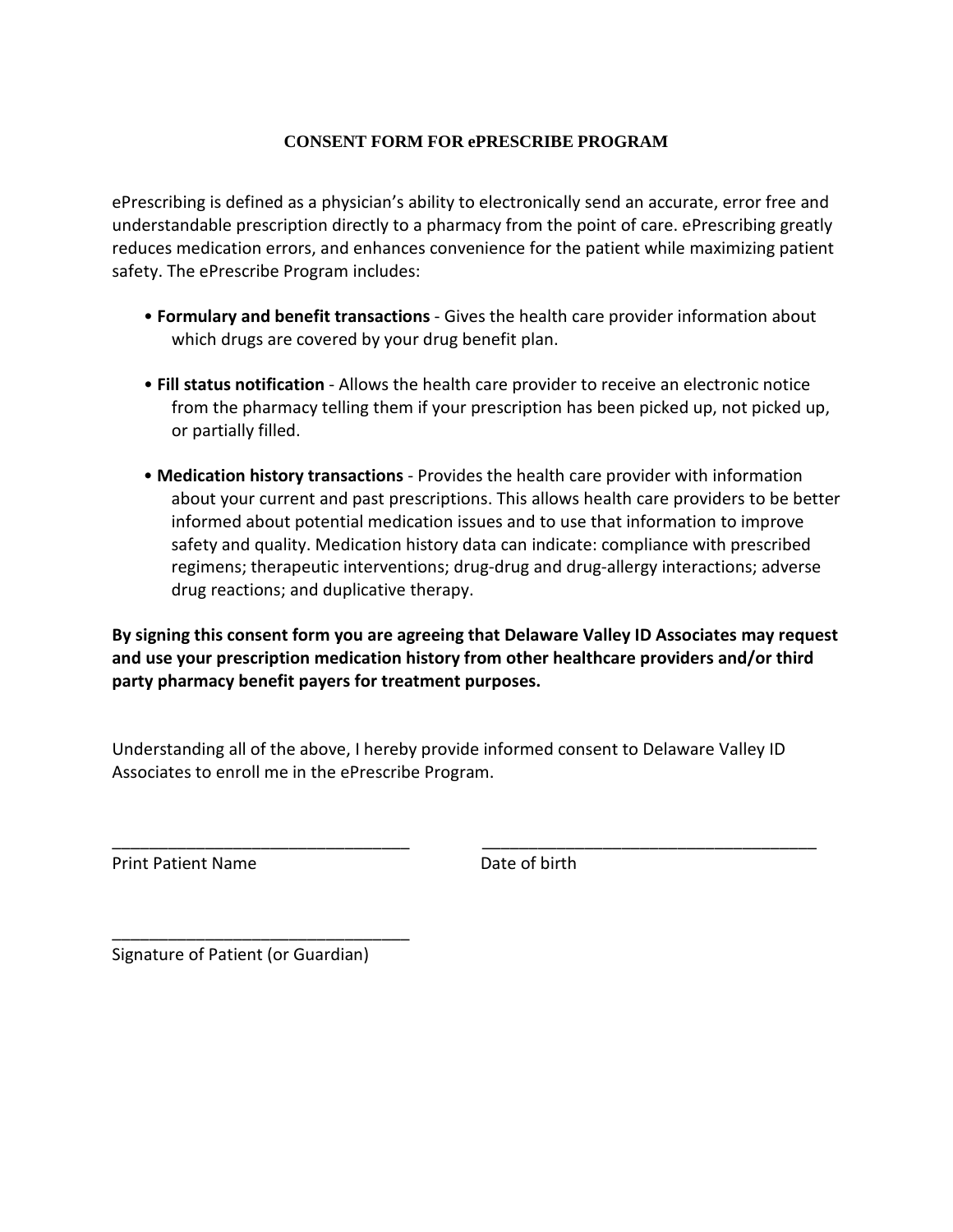# CONSENT FORM FOR ePRESCRIBE PROGRAM

ePrescribing is defined as a physician's ability to electronically send an accurate, error free and understandable prescription directly to a pharmacy from the point of care. ePrescribing greatly reduces medication errors, and enhances convenience for the patient while maximizing patient safety. The ePrescribe Program includes:

- **Formulary and benefit transactions** - Gives the health care provider information about which drugs are covered by your drug benefit plan.
- **Fill status notification** - Allows the health care provider to receive an electronic notice from the pharmacy telling them if your prescription has been picked up, not picked up, or partially filled.
- **Medication history transactions** - Provides the health care provider with information about your current and past prescriptions. This allows health care providers to be better informed about potential medication issues and to use that information to improve safety and quality. Medication history data can indicate: compliance with prescribed regimens; therapeutic interventions; drug-drug and drug-allergy interactions; adverse drug reactions; and duplicative therapy.

**By signing this consent form you are agreeing that Delaware Valley ID Associates may request and use your prescription medication history from other healthcare providers and/or third party pharmacy benefit payers for treatment purposes.**

Understanding all of the above, I hereby provide informed consent to Delaware Valley ID Associates to enroll me in the ePrescribe Program.

________________________________ ____________________________________

Print Patient Name Date of birth

________________________________

Signature of Patient (or Guardian)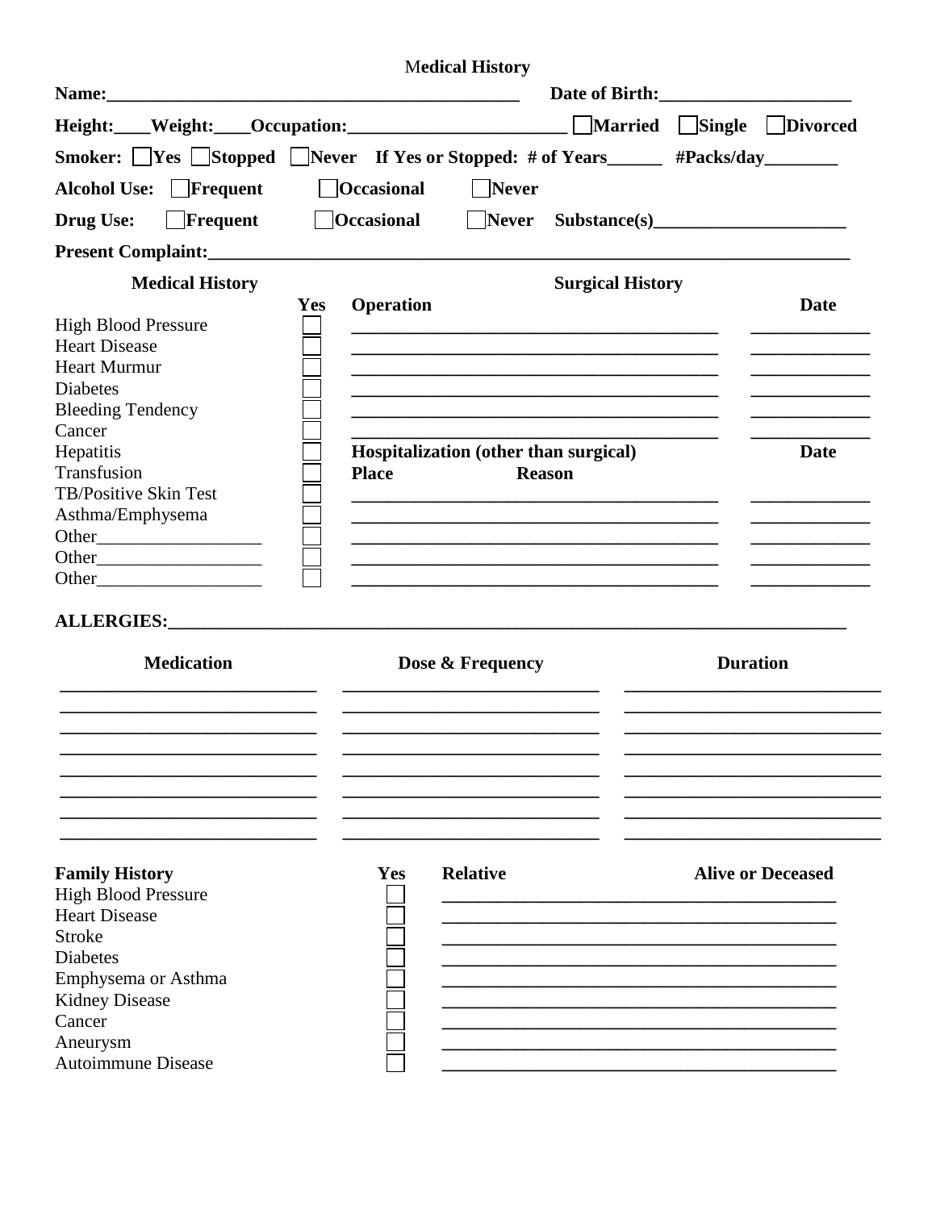# Medical History

**Name:**_____________________________________________ **Date of Birth:**_____________________

**Height:**____**Weight:**____**Occupation:**_______________________ ☐ **Married** ☐ **Single** ☐ **Divorced**

**Smoker:** ☐ **Yes** ☐ **Stopped** ☐ **Never** **If Yes or Stopped: # of Years**______ **#Packs/day**________

**Alcohol Use:** ☐ **Frequent** ☐ **Occasional** ☐ **Never**

**Drug Use:** ☐ **Frequent** ☐ **Occasional** ☐ **Never** **Substance(s)**_____________________

**Present Complaint:**_______________________________________________________________________

| **Medical History** | **Yes** |
|---|---|
| High Blood Pressure | ☐ |
| Heart Disease | ☐ |
| Heart Murmur | ☐ |
| Diabetes | ☐ |
| Bleeding Tendency | ☐ |
| Cancer | ☐ |
| Hepatitis | ☐ |
| Transfusion | ☐ |
| TB/Positive Skin Test | ☐ |
| Asthma/Emphysema | ☐ |
| Other__________________ | ☐ |
| Other__________________ | ☐ |
| Other__________________ | ☐ |

**Surgical History**

| **Operation** | **Date** |
|---|---|
| | |
| | |
| | |
| | |
| | |
| | |

**Hospitalization (other than surgical)**

| **Place** | **Reason** | **Date** |
|---|---|---|
| | | |
| | | |
| | | |
| | | |

**ALLERGIES:**___________________________________________________________________________

| **Medication** | **Dose & Frequency** | **Duration** |
|---|---|---|
| | | |
| | | |
| | | |
| | | |
| | | |
| | | |
| | | |
| | | |

| **Family History** | **Yes** | **Relative** | **Alive or Deceased** |
|---|---|---|---|
| High Blood Pressure | ☐ | | |
| Heart Disease | ☐ | | |
| Stroke | ☐ | | |
| Diabetes | ☐ | | |
| Emphysema or Asthma | ☐ | | |
| Kidney Disease | ☐ | | |
| Cancer | ☐ | | |
| Aneurysm | ☐ | | |
| Autoimmune Disease | ☐ | | |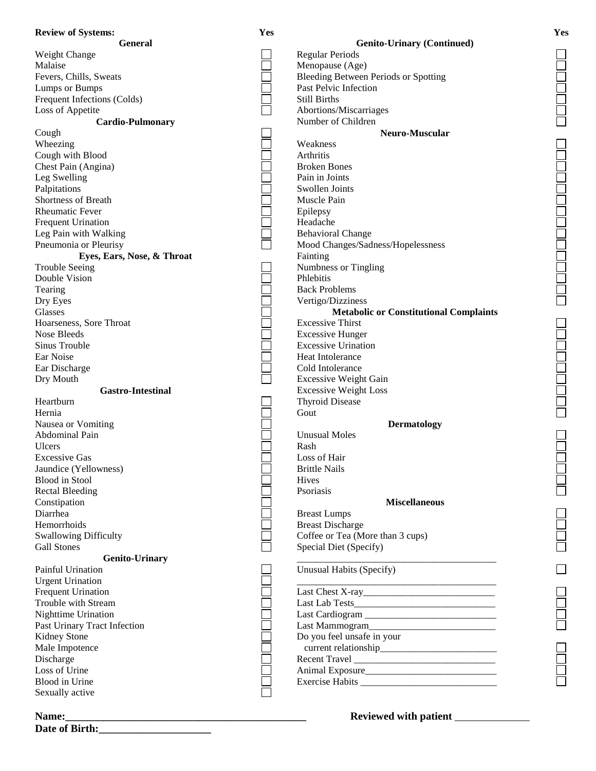**Review of Systems:**

| General | Yes |
|---|---|
| Weight Change | ☐ |
| Malaise | ☐ |
| Fevers, Chills, Sweats | ☐ |
| Lumps or Bumps | ☐ |
| Frequent Infections (Colds) | ☐ |
| Loss of Appetite | ☐ |
| **Cardio-Pulmonary** | |
| Cough | ☐ |
| Wheezing | ☐ |
| Cough with Blood | ☐ |
| Chest Pain (Angina) | ☐ |
| Leg Swelling | ☐ |
| Palpitations | ☐ |
| Shortness of Breath | ☐ |
| Rheumatic Fever | ☐ |
| Frequent Urination | ☐ |
| Leg Pain with Walking | ☐ |
| Pneumonia or Pleurisy | ☐ |
| **Eyes, Ears, Nose, & Throat** | |
| Trouble Seeing | ☐ |
| Double Vision | ☐ |
| Tearing | ☐ |
| Dry Eyes | ☐ |
| Glasses | ☐ |
| Hoarseness, Sore Throat | ☐ |
| Nose Bleeds | ☐ |
| Sinus Trouble | ☐ |
| Ear Noise | ☐ |
| Ear Discharge | ☐ |
| Dry Mouth | ☐ |
| **Gastro-Intestinal** | |
| Heartburn | ☐ |
| Hernia | ☐ |
| Nausea or Vomiting | ☐ |
| Abdominal Pain | ☐ |
| Ulcers | ☐ |
| Excessive Gas | ☐ |
| Jaundice (Yellowness) | ☐ |
| Blood in Stool | ☐ |
| Rectal Bleeding | ☐ |
| Constipation | ☐ |
| Diarrhea | ☐ |
| Hemorrhoids | ☐ |
| Swallowing Difficulty | ☐ |
| Gall Stones | ☐ |
| **Genito-Urinary** | |
| Painful Urination | ☐ |
| Urgent Urination | ☐ |
| Frequent Urination | ☐ |
| Trouble with Stream | ☐ |
| Nighttime Urination | ☐ |
| Past Urinary Tract Infection | ☐ |
| Kidney Stone | ☐ |
| Male Impotence | ☐ |
| Discharge | ☐ |
| Loss of Urine | ☐ |
| Blood in Urine | ☐ |
| Sexually active | ☐ |

| Genito-Urinary (Continued) | Yes |
|---|---|
| Regular Periods | ☐ |
| Menopause (Age) | ☐ |
| Bleeding Between Periods or Spotting | ☐ |
| Past Pelvic Infection | ☐ |
| Still Births | ☐ |
| Abortions/Miscarriages | ☐ |
| Number of Children | ☐ |
| **Neuro-Muscular** | |
| Weakness | ☐ |
| Arthritis | ☐ |
| Broken Bones | ☐ |
| Pain in Joints | ☐ |
| Swollen Joints | ☐ |
| Muscle Pain | ☐ |
| Epilepsy | ☐ |
| Headache | ☐ |
| Behavioral Change | ☐ |
| Mood Changes/Sadness/Hopelessness | ☐ |
| Fainting | ☐ |
| Numbness or Tingling | ☐ |
| Phlebitis | ☐ |
| Back Problems | ☐ |
| Vertigo/Dizziness | ☐ |
| **Metabolic or Constitutional Complaints** | |
| Excessive Thirst | ☐ |
| Excessive Hunger | ☐ |
| Excessive Urination | ☐ |
| Heat Intolerance | ☐ |
| Cold Intolerance | ☐ |
| Excessive Weight Gain | ☐ |
| Excessive Weight Loss | ☐ |
| Thyroid Disease | ☐ |
| Gout | ☐ |
| **Dermatology** | |
| Unusual Moles | ☐ |
| Rash | ☐ |
| Loss of Hair | ☐ |
| Brittle Nails | ☐ |
| Hives | ☐ |
| Psoriasis | ☐ |
| **Miscellaneous** | |
| Breast Lumps | ☐ |
| Breast Discharge | ☐ |
| Coffee or Tea (More than 3 cups) | ☐ |
| Special Diet (Specify) ________________________________________ | ☐ |
| Unusual Habits (Specify) ________________________________________ | ☐ |
| Last Chest X-ray___________________________ | ☐ |
| Last Lab Tests_____________________________ | ☐ |
| Last Cardiogram ___________________________ | ☐ |
| Last Mammogram__________________________ | ☐ |
| Do you feel unsafe in your current relationship_______________________ | ☐ |
| Recent Travel ____________________________ | ☐ |
| Animal Exposure__________________________ | ☐ |
| Exercise Habits ___________________________ | ☐ |

**Name:**_____________________________________________ **Reviewed with patient** ______________

**Date of Birth:**_____________________